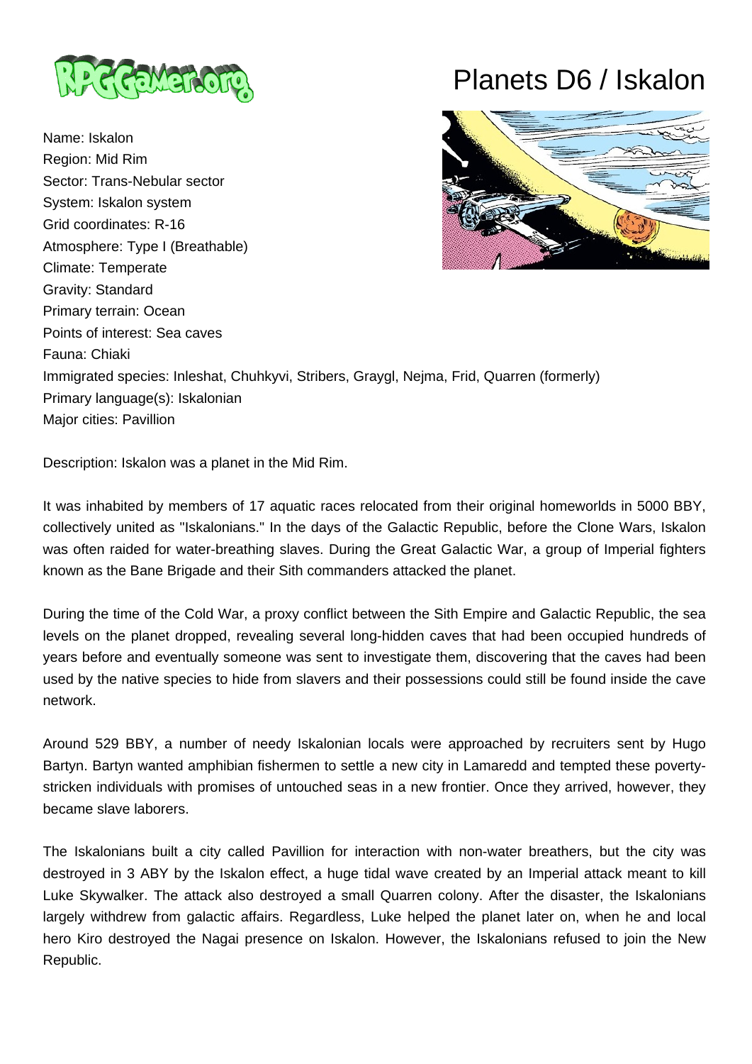# Planets D6 / Iskalon

Name: Iskalon
Region: Mid Rim
Sector: Trans-Nebular sector
System: Iskalon system
Grid coordinates: R-16
Atmosphere: Type I (Breathable)
Climate: Temperate
Gravity: Standard
Primary terrain: Ocean
Points of interest: Sea caves
Fauna: Chiaki
Immigrated species: Inleshat, Chuhkyvi, Stribers, Graygl, Nejma, Frid, Quarren (formerly)
Primary language(s): Iskalonian
Major cities: Pavillion

Description: Iskalon was a planet in the Mid Rim.

It was inhabited by members of 17 aquatic races relocated from their original homeworlds in 5000 BBY, collectively united as "Iskalonians." In the days of the Galactic Republic, before the Clone Wars, Iskalon was often raided for water-breathing slaves. During the Great Galactic War, a group of Imperial fighters known as the Bane Brigade and their Sith commanders attacked the planet.

During the time of the Cold War, a proxy conflict between the Sith Empire and Galactic Republic, the sea levels on the planet dropped, revealing several long-hidden caves that had been occupied hundreds of years before and eventually someone was sent to investigate them, discovering that the caves had been used by the native species to hide from slavers and their possessions could still be found inside the cave network.

Around 529 BBY, a number of needy Iskalonian locals were approached by recruiters sent by Hugo Bartyn. Bartyn wanted amphibian fishermen to settle a new city in Lamaredd and tempted these poverty-stricken individuals with promises of untouched seas in a new frontier. Once they arrived, however, they became slave laborers.

The Iskalonians built a city called Pavillion for interaction with non-water breathers, but the city was destroyed in 3 ABY by the Iskalon effect, a huge tidal wave created by an Imperial attack meant to kill Luke Skywalker. The attack also destroyed a small Quarren colony. After the disaster, the Iskalonians largely withdrew from galactic affairs. Regardless, Luke helped the planet later on, when he and local hero Kiro destroyed the Nagai presence on Iskalon. However, the Iskalonians refused to join the New Republic.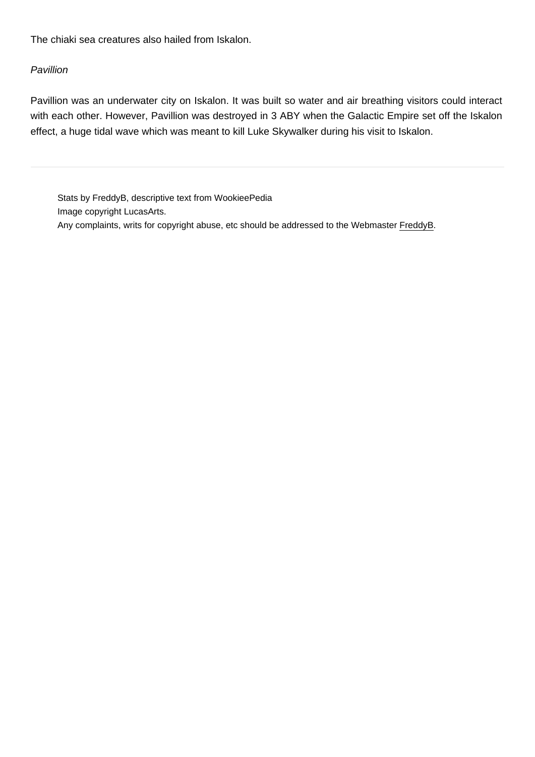The chiaki sea creatures also hailed from Iskalon.

*Pavillion*

Pavillion was an underwater city on Iskalon. It was built so water and air breathing visitors could interact with each other. However, Pavillion was destroyed in 3 ABY when the Galactic Empire set off the Iskalon effect, a huge tidal wave which was meant to kill Luke Skywalker during his visit to Iskalon.

---

Stats by FreddyB, descriptive text from WookieePedia
Image copyright LucasArts.
Any complaints, writs for copyright abuse, etc should be addressed to the Webmaster FreddyB.